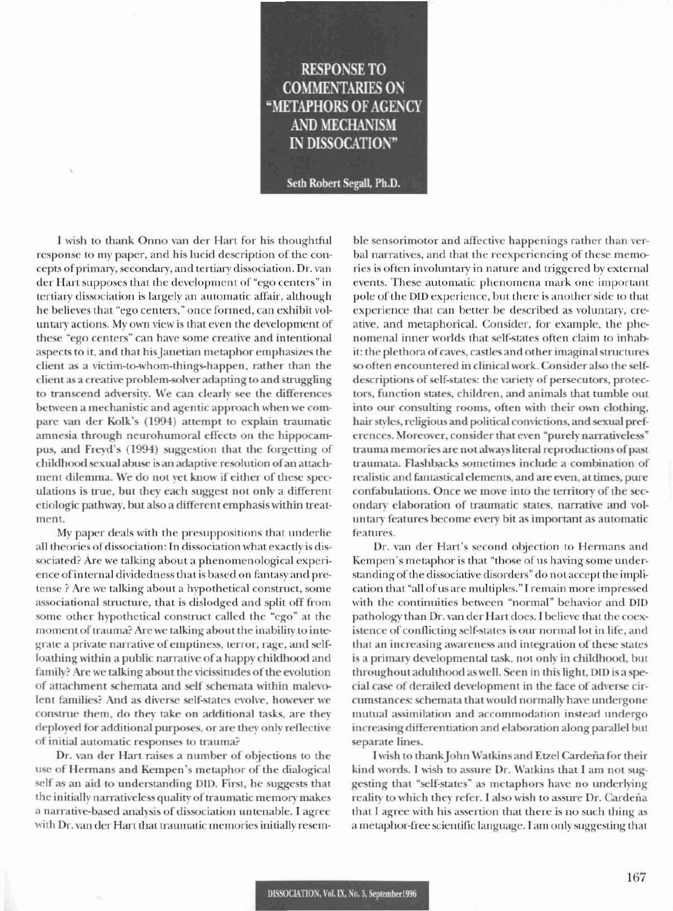# RESPONSE TO COMMENTARIES ON "METAPHORS OF AGENCY AND MECHANISM IN DISSOCATION"

**Seth Robert Segall, Ph.D.**

I wish to thank Onno van der Hart for his thoughtful response to my paper, and his lucid description of the concepts of primary, secondary, and tertiary dissociation. Dr. van der Hart supposes that the development of "ego centers" in tertiary dissociation is largely an automatic affair, although he believes that "ego centers," once formed, can exhibit voluntary actions. My own view is that even the development of these "ego centers" can have some creative and intentional aspects to it, and that his Janetian metaphor emphasizes the client as a victim-to-whom-things-happen, rather than the client as a creative problem-solver adapting to and struggling to transcend adversity. We can clearly see the differences between a mechanistic and agentic approach when we compare van der Kolk's (1994) attempt to explain traumatic amnesia through neurohumoral effects on the hippocampus, and Freyd's (1994) suggestion that the forgetting of childhood sexual abuse is an adaptive resolution of an attachment dilemma. We do not yet know if either of these speculations is true, but they each suggest not only a different etiologic pathway, but also a different emphasis within treatment.

My paper deals with the presuppositions that underlie all theories of dissociation: In dissociation what exactly is dissociated? Are we talking about a phenomenological experience of internal dividedness that is based on fantasy and pretense ? Are we talking about a hypothetical construct, some associational structure, that is dislodged and split off from some other hypothetical construct called the "ego" at the moment of trauma? Are we talking about the inability to integrate a private narrative of emptiness, terror, rage, and self-loathing within a public narrative of a happy childhood and family? Are we talking about the vicissitudes of the evolution of attachment schemata and self schemata within malevolent families? And as diverse self-states evolve, however we construe them, do they take on additional tasks, are they deployed for additional purposes, or are they only reflective of initial automatic responses to trauma?

Dr. van der Hart raises a number of objections to the use of Hermans and Kempen's metaphor of the dialogical self as an aid to understanding DID. First, he suggests that the initially narrativeless quality of traumatic memory makes a narrative-based analysis of dissociation untenable. I agree with Dr. van der Hart that traumatic memories initially resemble sensorimotor and affective happenings rather than verbal narratives, and that the reexperiencing of these memories is often involuntary in nature and triggered by external events. These automatic phenomena mark one important pole of the DID experience, but there is another side to that experience that can better be described as voluntary, creative, and metaphorical. Consider, for example, the phenomenal inner worlds that self-states often claim to inhabit: the plethora of caves, castles and other imaginal structures so often encountered in clinical work. Consider also the self-descriptions of self-states: the variety of persecutors, protectors, function states, children, and animals that tumble out into our consulting rooms, often with their own clothing, hair styles, religious and political convictions, and sexual preferences. Moreover, consider that even "purely narrativeless" trauma memories are not always literal reproductions of past traumata. Flashbacks sometimes include a combination of realistic and fantastical elements, and are even, at times, pure confabulations. Once we move into the territory of the secondary elaboration of traumatic states, narrative and voluntary features become every bit as important as automatic features.

Dr. van der Hart's second objection to Hermans and Kempen's metaphor is that "those of us having some understanding of the dissociative disorders" do not accept the implication that "all of us are multiples." I remain more impressed with the continuities between "normal" behavior and DID pathology than Dr. van der Hart does. I believe that the coexistence of conflicting self-states is our normal lot in life, and that an increasing awareness and integration of these states is a primary developmental task, not only in childhood, but throughout adulthood as well. Seen in this light, DID is a special case of derailed development in the face of adverse circumstances: schemata that would normally have undergone mutual assimilation and accommodation instead undergo increasing differentiation and elaboration along parallel but separate lines.

I wish to thank John Watkins and Etzel Cardeña for their kind words. I wish to assure Dr. Watkins that I am not suggesting that "self-states" as metaphors have no underlying reality to which they refer. I also wish to assure Dr. Cardeña that I agree with his assertion that there is no such thing as a metaphor-free scientific language. I am only suggesting that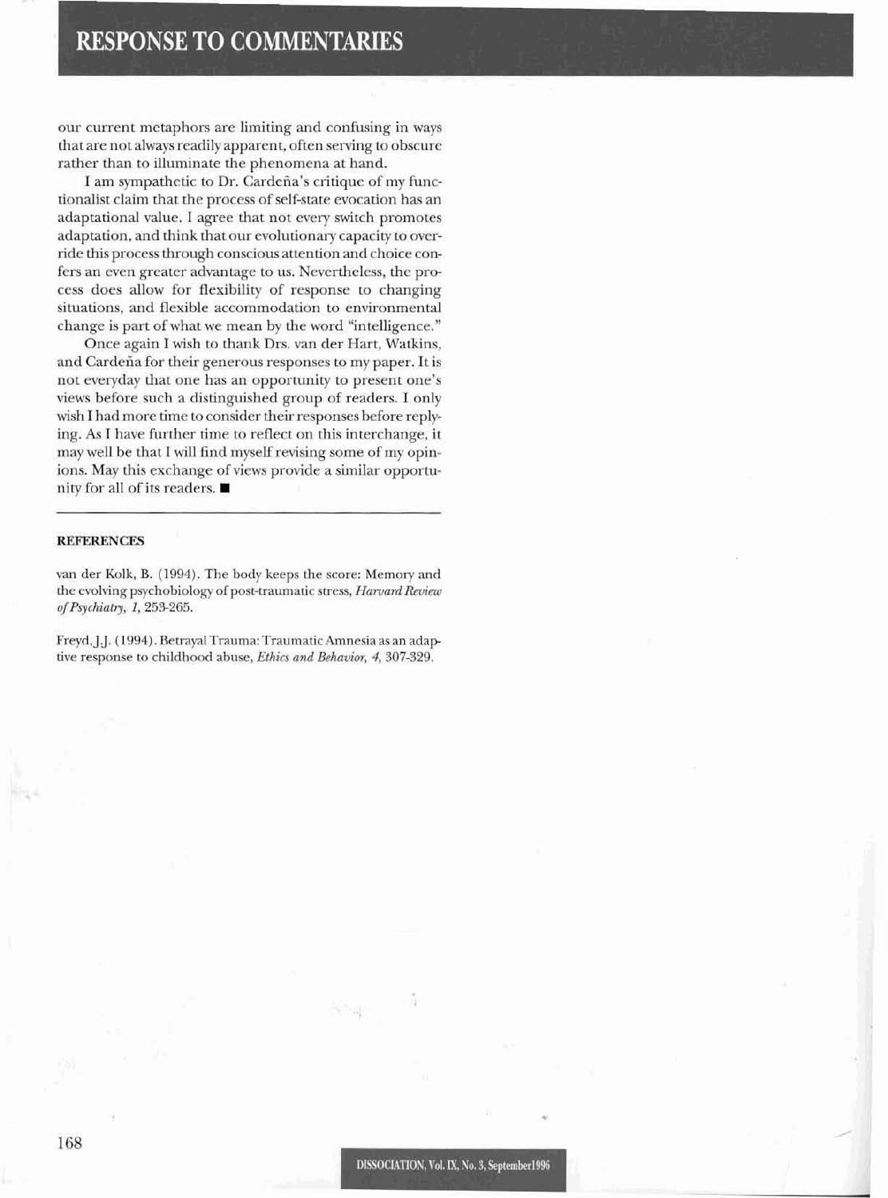our current metaphors are limiting and confusing in ways that are not always readily apparent, often serving to obscure rather than to illuminate the phenomena at hand.

I am sympathetic to Dr. Cardeña's critique of my functionalist claim that the process of self-state evocation has an adaptational value. I agree that not every switch promotes adaptation, and think that our evolutionary capacity to override this process through conscious attention and choice confers an even greater advantage to us. Nevertheless, the process does allow for flexibility of response to changing situations, and flexible accommodation to environmental change is part of what we mean by the word "intelligence."

Once again I wish to thank Drs. van der Hart, Watkins, and Cardeña for their generous responses to my paper. It is not everyday that one has an opportunity to present one's views before such a distinguished group of readers. I only wish I had more time to consider their responses before replying. As I have further time to reflect on this interchange, it may well be that I will find myself revising some of my opinions. May this exchange of views provide a similar opportunity for all of its readers. ■

## REFERENCES

van der Kolk, B. (1994). The body keeps the score: Memory and the evolving psychobiology of post-traumatic stress, *Harvard Review of Psychiatry, 1*, 253-265.

Freyd, J.J. (1994). Betrayal Trauma: Traumatic Amnesia as an adaptive response to childhood abuse, *Ethics and Behavior, 4*, 307-329.